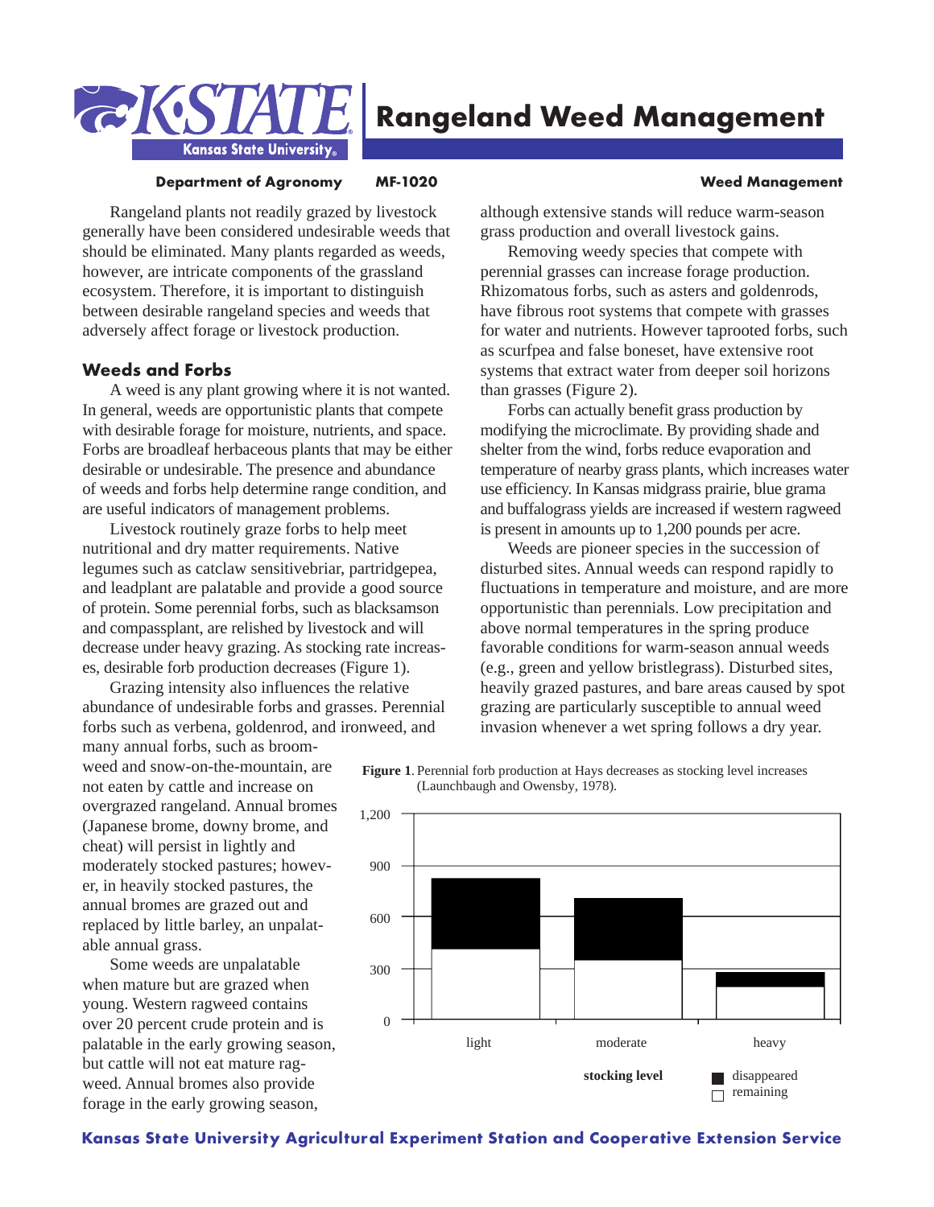# Rangeland Weed Management

**Department of Agronomy** **MF-1020** **Weed Management**

Rangeland plants not readily grazed by livestock generally have been considered undesirable weeds that should be eliminated. Many plants regarded as weeds, however, are intricate components of the grassland ecosystem. Therefore, it is important to distinguish between desirable rangeland species and weeds that adversely affect forage or livestock production.

## Weeds and Forbs

A weed is any plant growing where it is not wanted. In general, weeds are opportunistic plants that compete with desirable forage for moisture, nutrients, and space. Forbs are broadleaf herbaceous plants that may be either desirable or undesirable. The presence and abundance of weeds and forbs help determine range condition, and are useful indicators of management problems.

Livestock routinely graze forbs to help meet nutritional and dry matter requirements. Native legumes such as catclaw sensitivebriar, partridgepea, and leadplant are palatable and provide a good source of protein. Some perennial forbs, such as blacksamson and compassplant, are relished by livestock and will decrease under heavy grazing. As stocking rate increases, desirable forb production decreases (Figure 1).

Grazing intensity also influences the relative abundance of undesirable forbs and grasses. Perennial forbs such as verbena, goldenrod, and ironweed, and many annual forbs, such as broomweed and snow-on-the-mountain, are not eaten by cattle and increase on overgrazed rangeland. Annual bromes (Japanese brome, downy brome, and cheat) will persist in lightly and moderately stocked pastures; however, in heavily stocked pastures, the annual bromes are grazed out and replaced by little barley, an unpalatable annual grass.

Some weeds are unpalatable when mature but are grazed when young. Western ragweed contains over 20 percent crude protein and is palatable in the early growing season, but cattle will not eat mature ragweed. Annual bromes also provide forage in the early growing season, although extensive stands will reduce warm-season grass production and overall livestock gains.

Removing weedy species that compete with perennial grasses can increase forage production. Rhizomatous forbs, such as asters and goldenrods, have fibrous root systems that compete with grasses for water and nutrients. However taprooted forbs, such as scurfpea and false boneset, have extensive root systems that extract water from deeper soil horizons than grasses (Figure 2).

Forbs can actually benefit grass production by modifying the microclimate. By providing shade and shelter from the wind, forbs reduce evaporation and temperature of nearby grass plants, which increases water use efficiency. In Kansas midgrass prairie, blue grama and buffalograss yields are increased if western ragweed is present in amounts up to 1,200 pounds per acre.

Weeds are pioneer species in the succession of disturbed sites. Annual weeds can respond rapidly to fluctuations in temperature and moisture, and are more opportunistic than perennials. Low precipitation and above normal temperatures in the spring produce favorable conditions for warm-season annual weeds (e.g., green and yellow bristlegrass). Disturbed sites, heavily grazed pastures, and bare areas caused by spot grazing are particularly susceptible to annual weed invasion whenever a wet spring follows a dry year.

**Figure 1**. Perennial forb production at Hays decreases as stocking level increases (Launchbaugh and Owensby, 1978).

| Stocking level | Remaining | Disappeared | Total |
|---|---|---|---|
| light | ~410 | ~410 | ~820 |
| moderate | ~350 | ~360 | ~710 |
| heavy | ~190 | ~80 | ~270 |

Kansas State University Agricultural Experiment Station and Cooperative Extension Service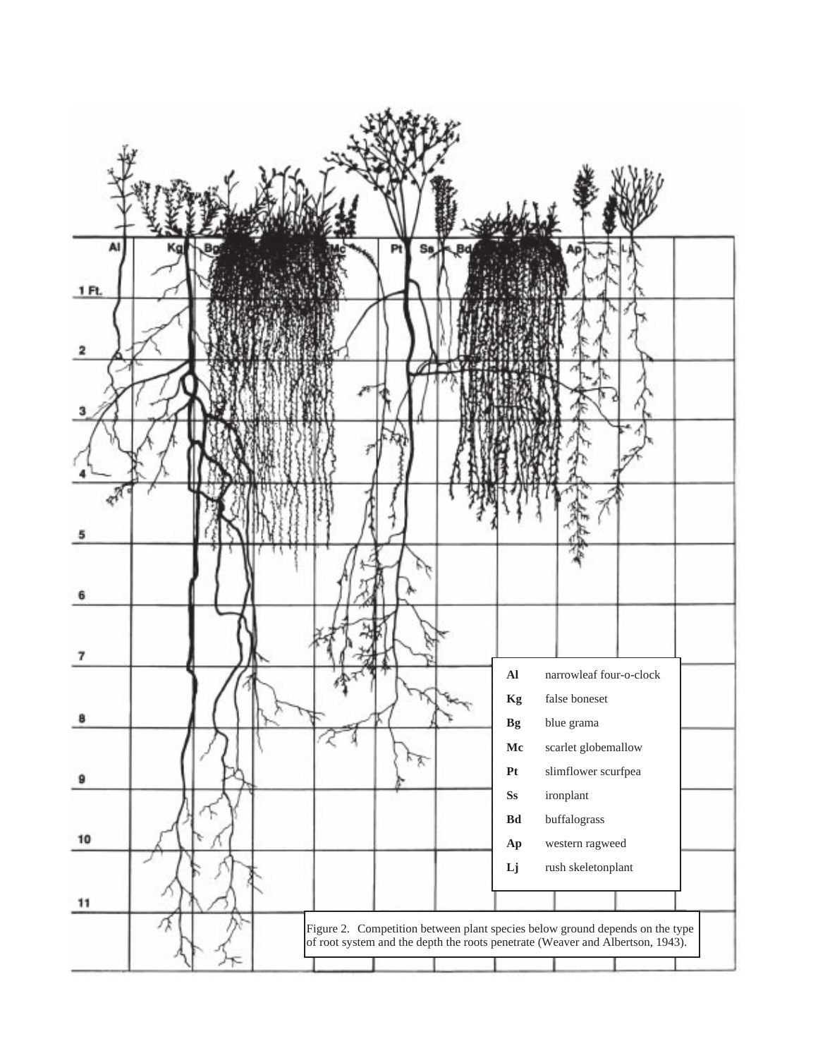| | |
|---|---|
| **Al** | narrowleaf four-o-clock |
| **Kg** | false boneset |
| **Bg** | blue grama |
| **Mc** | scarlet globemallow |
| **Pt** | slimflower scurfpea |
| **Ss** | ironplant |
| **Bd** | buffalograss |
| **Ap** | western ragweed |
| **Lj** | rush skeletonplant |

Figure 2. Competition between plant species below ground depends on the type of root system and the depth the roots penetrate (Weaver and Albertson, 1943).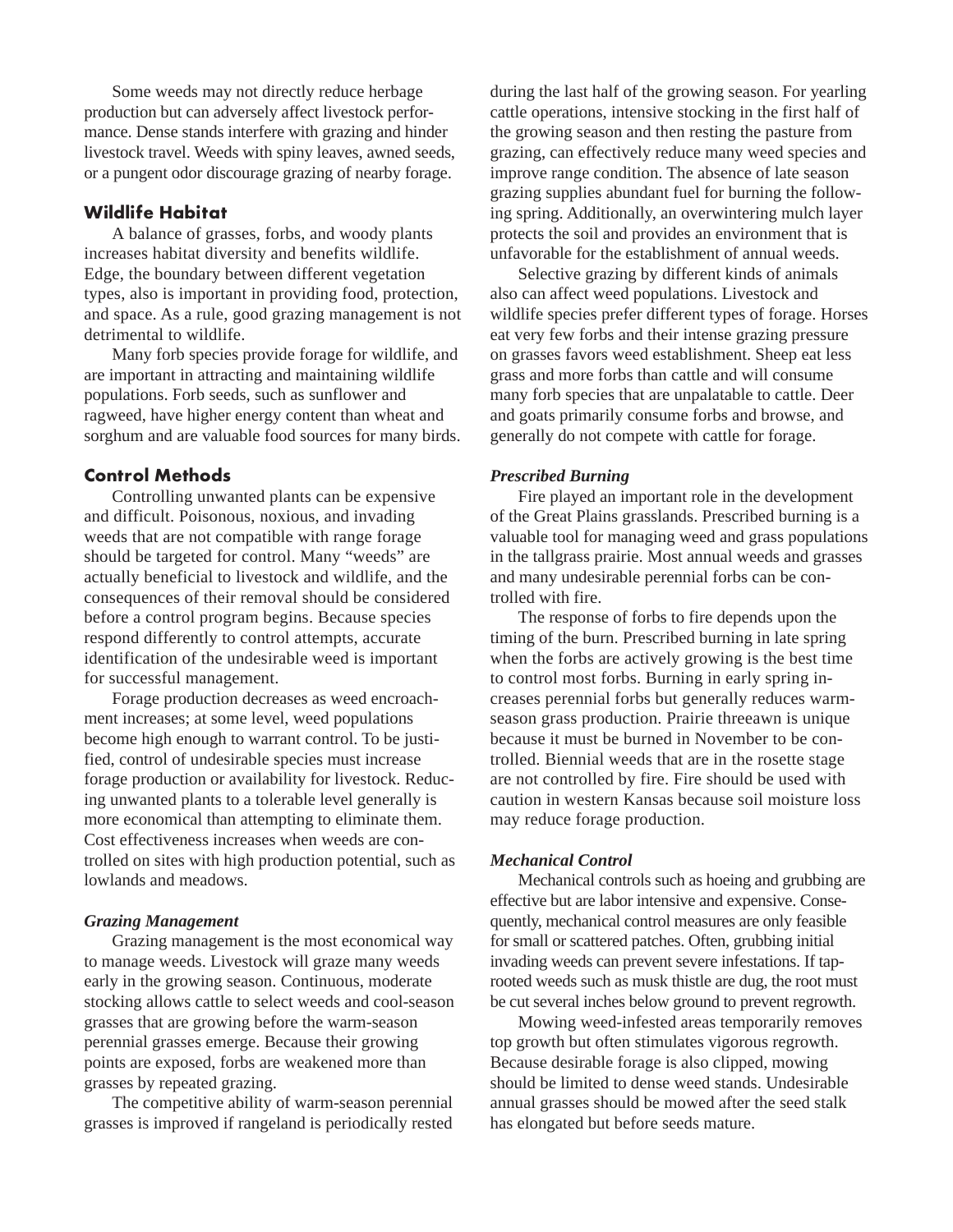Some weeds may not directly reduce herbage production but can adversely affect livestock performance. Dense stands interfere with grazing and hinder livestock travel. Weeds with spiny leaves, awned seeds, or a pungent odor discourage grazing of nearby forage.

## Wildlife Habitat

A balance of grasses, forbs, and woody plants increases habitat diversity and benefits wildlife. Edge, the boundary between different vegetation types, also is important in providing food, protection, and space. As a rule, good grazing management is not detrimental to wildlife.

Many forb species provide forage for wildlife, and are important in attracting and maintaining wildlife populations. Forb seeds, such as sunflower and ragweed, have higher energy content than wheat and sorghum and are valuable food sources for many birds.

## Control Methods

Controlling unwanted plants can be expensive and difficult. Poisonous, noxious, and invading weeds that are not compatible with range forage should be targeted for control. Many "weeds" are actually beneficial to livestock and wildlife, and the consequences of their removal should be considered before a control program begins. Because species respond differently to control attempts, accurate identification of the undesirable weed is important for successful management.

Forage production decreases as weed encroachment increases; at some level, weed populations become high enough to warrant control. To be justified, control of undesirable species must increase forage production or availability for livestock. Reducing unwanted plants to a tolerable level generally is more economical than attempting to eliminate them. Cost effectiveness increases when weeds are controlled on sites with high production potential, such as lowlands and meadows.

### *Grazing Management*

Grazing management is the most economical way to manage weeds. Livestock will graze many weeds early in the growing season. Continuous, moderate stocking allows cattle to select weeds and cool-season grasses that are growing before the warm-season perennial grasses emerge. Because their growing points are exposed, forbs are weakened more than grasses by repeated grazing.

The competitive ability of warm-season perennial grasses is improved if rangeland is periodically rested during the last half of the growing season. For yearling cattle operations, intensive stocking in the first half of the growing season and then resting the pasture from grazing, can effectively reduce many weed species and improve range condition. The absence of late season grazing supplies abundant fuel for burning the following spring. Additionally, an overwintering mulch layer protects the soil and provides an environment that is unfavorable for the establishment of annual weeds.

Selective grazing by different kinds of animals also can affect weed populations. Livestock and wildlife species prefer different types of forage. Horses eat very few forbs and their intense grazing pressure on grasses favors weed establishment. Sheep eat less grass and more forbs than cattle and will consume many forb species that are unpalatable to cattle. Deer and goats primarily consume forbs and browse, and generally do not compete with cattle for forage.

### *Prescribed Burning*

Fire played an important role in the development of the Great Plains grasslands. Prescribed burning is a valuable tool for managing weed and grass populations in the tallgrass prairie. Most annual weeds and grasses and many undesirable perennial forbs can be controlled with fire.

The response of forbs to fire depends upon the timing of the burn. Prescribed burning in late spring when the forbs are actively growing is the best time to control most forbs. Burning in early spring increases perennial forbs but generally reduces warm-season grass production. Prairie threeawn is unique because it must be burned in November to be controlled. Biennial weeds that are in the rosette stage are not controlled by fire. Fire should be used with caution in western Kansas because soil moisture loss may reduce forage production.

### *Mechanical Control*

Mechanical controls such as hoeing and grubbing are effective but are labor intensive and expensive. Consequently, mechanical control measures are only feasible for small or scattered patches. Often, grubbing initial invading weeds can prevent severe infestations. If taprooted weeds such as musk thistle are dug, the root must be cut several inches below ground to prevent regrowth.

Mowing weed-infested areas temporarily removes top growth but often stimulates vigorous regrowth. Because desirable forage is also clipped, mowing should be limited to dense weed stands. Undesirable annual grasses should be mowed after the seed stalk has elongated but before seeds mature.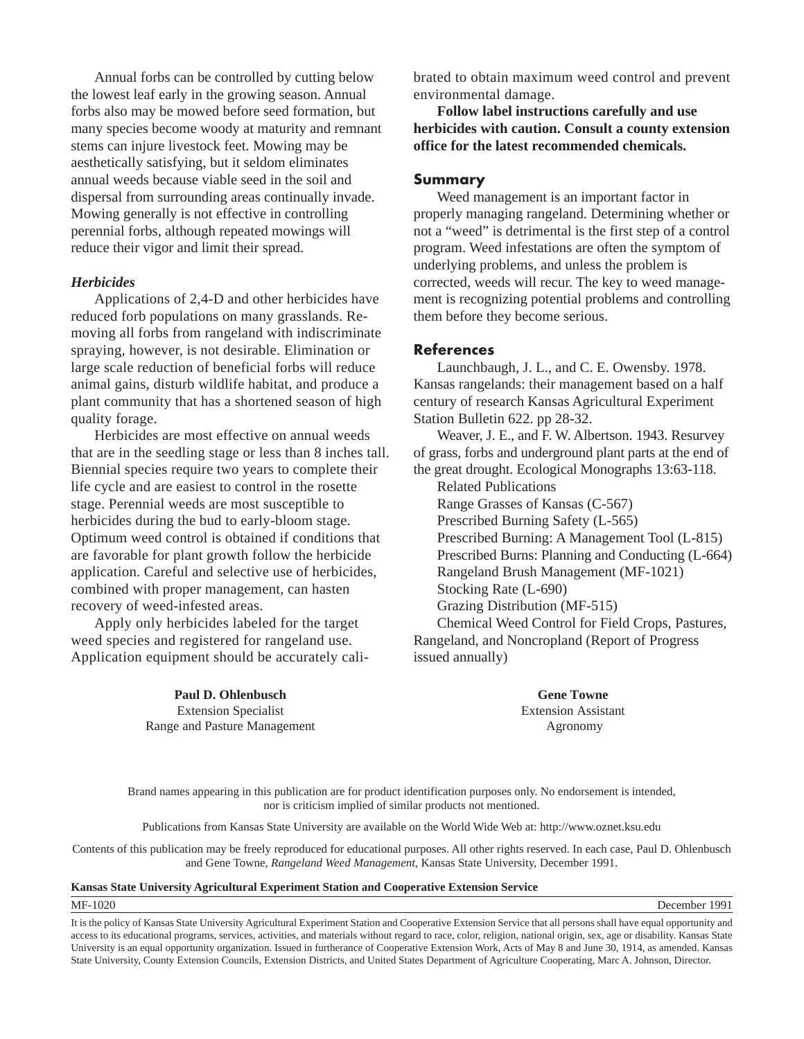Annual forbs can be controlled by cutting below the lowest leaf early in the growing season. Annual forbs also may be mowed before seed formation, but many species become woody at maturity and remnant stems can injure livestock feet. Mowing may be aesthetically satisfying, but it seldom eliminates annual weeds because viable seed in the soil and dispersal from surrounding areas continually invade. Mowing generally is not effective in controlling perennial forbs, although repeated mowings will reduce their vigor and limit their spread.

### *Herbicides*

Applications of 2,4-D and other herbicides have reduced forb populations on many grasslands. Removing all forbs from rangeland with indiscriminate spraying, however, is not desirable. Elimination or large scale reduction of beneficial forbs will reduce animal gains, disturb wildlife habitat, and produce a plant community that has a shortened season of high quality forage.

Herbicides are most effective on annual weeds that are in the seedling stage or less than 8 inches tall. Biennial species require two years to complete their life cycle and are easiest to control in the rosette stage. Perennial weeds are most susceptible to herbicides during the bud to early-bloom stage. Optimum weed control is obtained if conditions that are favorable for plant growth follow the herbicide application. Careful and selective use of herbicides, combined with proper management, can hasten recovery of weed-infested areas.

Apply only herbicides labeled for the target weed species and registered for rangeland use. Application equipment should be accurately calibrated to obtain maximum weed control and prevent environmental damage.

**Follow label instructions carefully and use herbicides with caution. Consult a county extension office for the latest recommended chemicals.**

## Summary

Weed management is an important factor in properly managing rangeland. Determining whether or not a "weed" is detrimental is the first step of a control program. Weed infestations are often the symptom of underlying problems, and unless the problem is corrected, weeds will recur. The key to weed management is recognizing potential problems and controlling them before they become serious.

## References

Launchbaugh, J. L., and C. E. Owensby. 1978. Kansas rangelands: their management based on a half century of research Kansas Agricultural Experiment Station Bulletin 622. pp 28-32.

Weaver, J. E., and F. W. Albertson. 1943. Resurvey of grass, forbs and underground plant parts at the end of the great drought. Ecological Monographs 13:63-118.

Related Publications

Range Grasses of Kansas (C-567)

Prescribed Burning Safety (L-565)

Prescribed Burning: A Management Tool (L-815)

Prescribed Burns: Planning and Conducting (L-664)

Rangeland Brush Management (MF-1021)

Stocking Rate (L-690)

Grazing Distribution (MF-515)

Chemical Weed Control for Field Crops, Pastures, Rangeland, and Noncropland (Report of Progress issued annually)

**Paul D. Ohlenbusch**
Extension Specialist
Range and Pasture Management

**Gene Towne**
Extension Assistant
Agronomy

Brand names appearing in this publication are for product identification purposes only. No endorsement is intended, nor is criticism implied of similar products not mentioned.

Publications from Kansas State University are available on the World Wide Web at: http://www.oznet.ksu.edu

Contents of this publication may be freely reproduced for educational purposes. All other rights reserved. In each case, Paul D. Ohlenbusch and Gene Towne, *Rangeland Weed Management*, Kansas State University, December 1991.

**Kansas State University Agricultural Experiment Station and Cooperative Extension Service**

MF-1020 December 1991

It is the policy of Kansas State University Agricultural Experiment Station and Cooperative Extension Service that all persons shall have equal opportunity and access to its educational programs, services, activities, and materials without regard to race, color, religion, national origin, sex, age or disability. Kansas State University is an equal opportunity organization. Issued in furtherance of Cooperative Extension Work, Acts of May 8 and June 30, 1914, as amended. Kansas State University, County Extension Councils, Extension Districts, and United States Department of Agriculture Cooperating, Marc A. Johnson, Director.